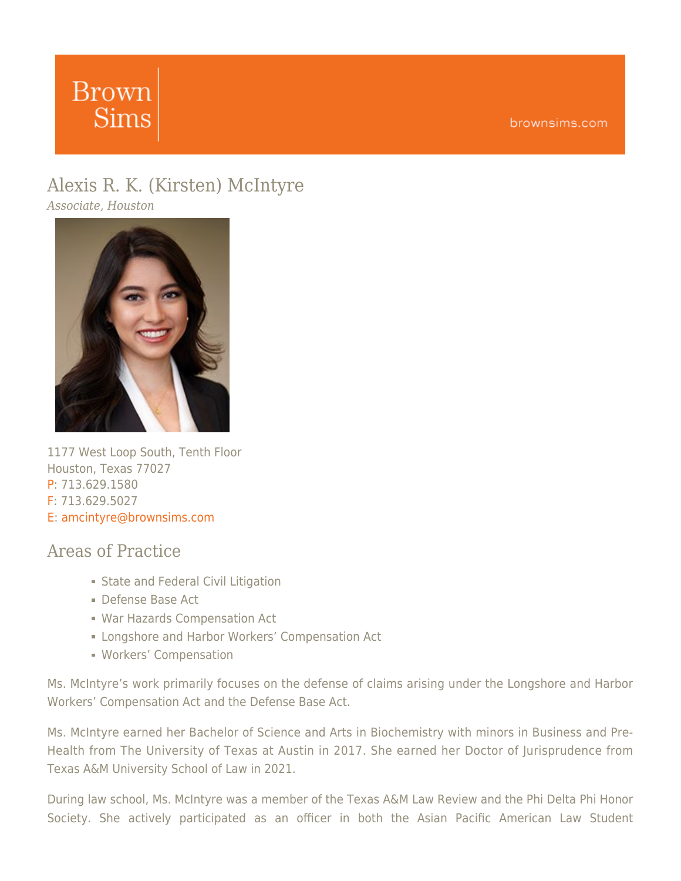Brown Sims

brownsims.com

# Alexis R. K. (Kirsten) McIntyre

*Associate, Houston*

1177 West Loop South, Tenth Floor
Houston, Texas 77027
P: 713.629.1580
F: 713.629.5027
E: amcintyre@brownsims.com

## Areas of Practice

- State and Federal Civil Litigation
- Defense Base Act
- War Hazards Compensation Act
- Longshore and Harbor Workers' Compensation Act
- Workers' Compensation

Ms. McIntyre's work primarily focuses on the defense of claims arising under the Longshore and Harbor Workers' Compensation Act and the Defense Base Act.

Ms. McIntyre earned her Bachelor of Science and Arts in Biochemistry with minors in Business and Pre-Health from The University of Texas at Austin in 2017. She earned her Doctor of Jurisprudence from Texas A&M University School of Law in 2021.

During law school, Ms. McIntyre was a member of the Texas A&M Law Review and the Phi Delta Phi Honor Society. She actively participated as an officer in both the Asian Pacific American Law Student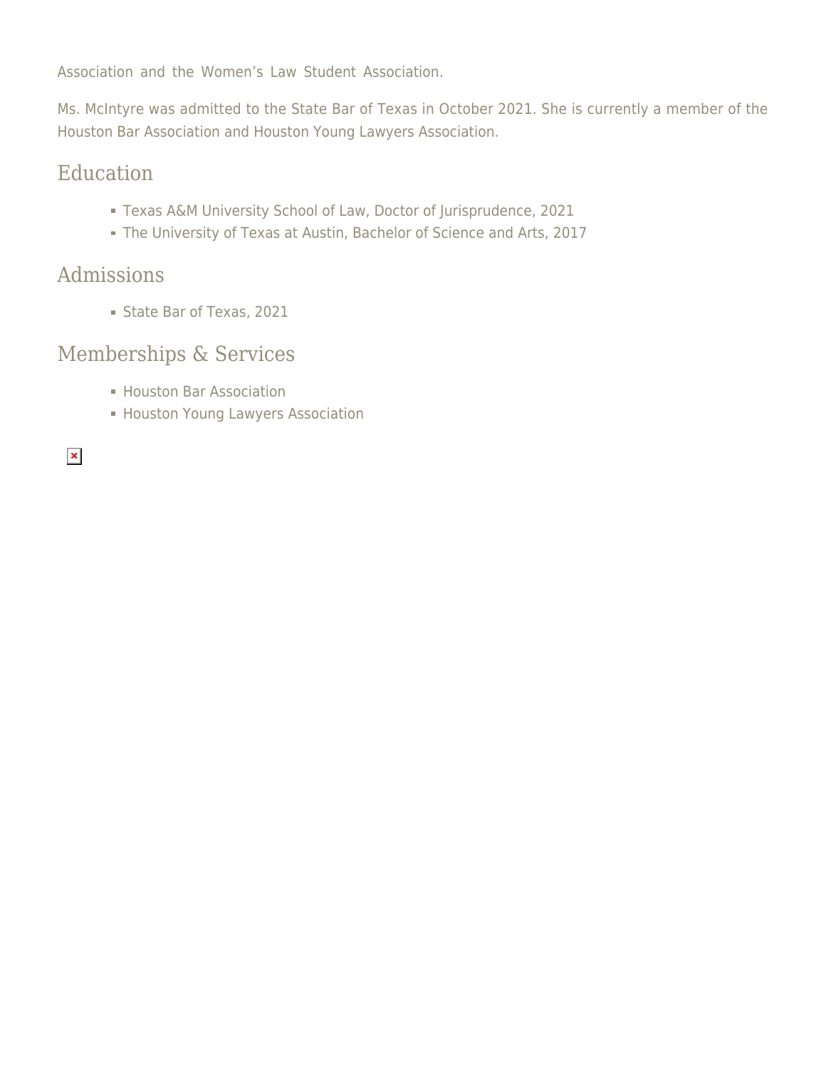Association and the Women's Law Student Association.

Ms. McIntyre was admitted to the State Bar of Texas in October 2021. She is currently a member of the Houston Bar Association and Houston Young Lawyers Association.

## Education

- Texas A&M University School of Law, Doctor of Jurisprudence, 2021
- The University of Texas at Austin, Bachelor of Science and Arts, 2017

## Admissions

- State Bar of Texas, 2021

## Memberships & Services

- Houston Bar Association
- Houston Young Lawyers Association